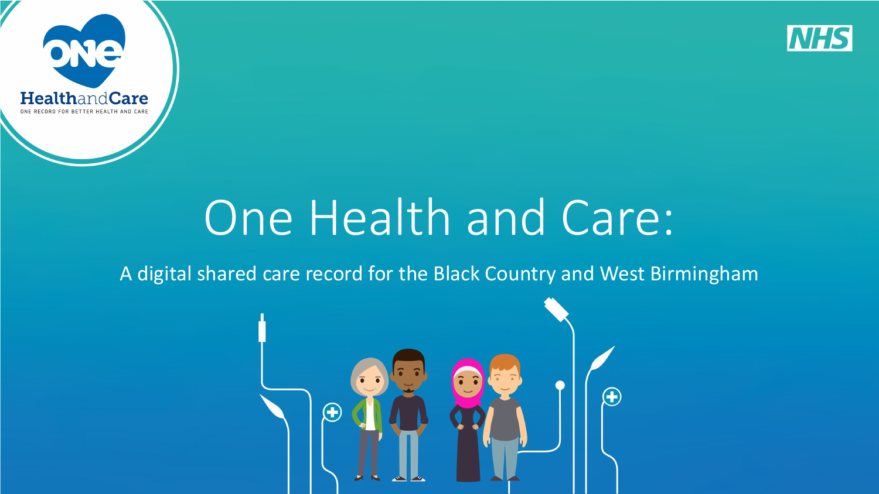# One Health and Care:

A digital shared care record for the Black Country and West Birmingham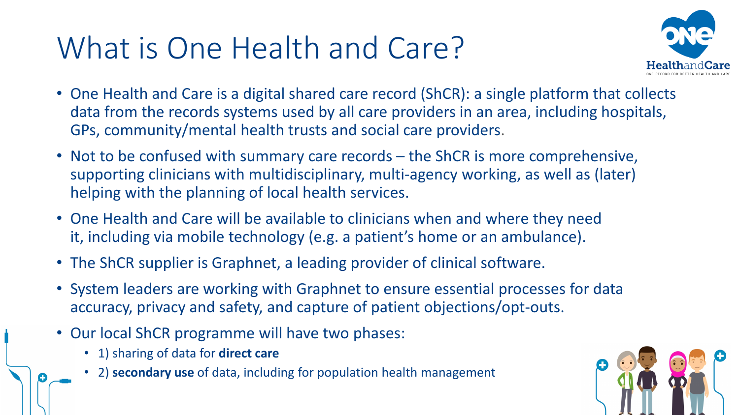# What is One Health and Care?

- One Health and Care is a digital shared care record (ShCR): a single platform that collects data from the records systems used by all care providers in an area, including hospitals, GPs, community/mental health trusts and social care providers.
- Not to be confused with summary care records – the ShCR is more comprehensive, supporting clinicians with multidisciplinary, multi-agency working, as well as (later) helping with the planning of local health services.
- One Health and Care will be available to clinicians when and where they need it, including via mobile technology (e.g. a patient's home or an ambulance).
- The ShCR supplier is Graphnet, a leading provider of clinical software.
- System leaders are working with Graphnet to ensure essential processes for data accuracy, privacy and safety, and capture of patient objections/opt-outs.
- Our local ShCR programme will have two phases:
  - 1) sharing of data for **direct care**
  - 2) **secondary use** of data, including for population health management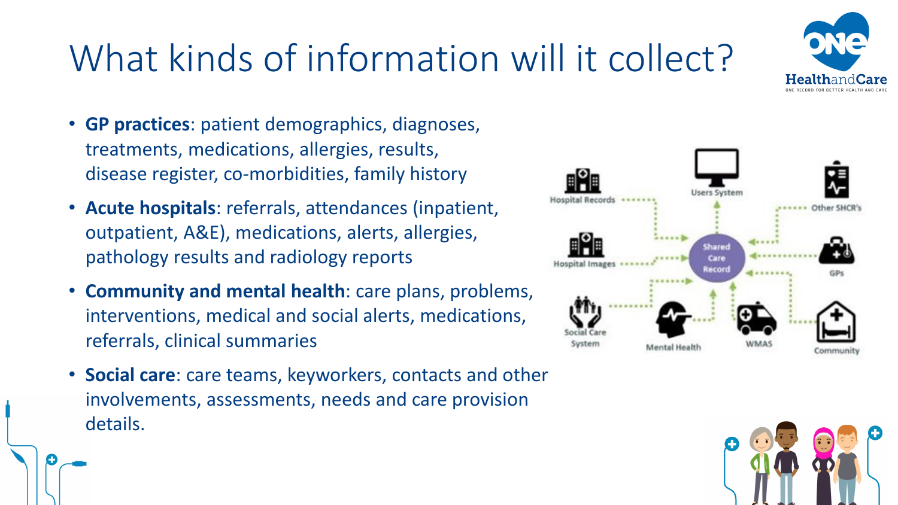# What kinds of information will it collect?

- **GP practices**: patient demographics, diagnoses, treatments, medications, allergies, results, disease register, co-morbidities, family history
- **Acute hospitals**: referrals, attendances (inpatient, outpatient, A&E), medications, alerts, allergies, pathology results and radiology reports
- **Community and mental health**: care plans, problems, interventions, medical and social alerts, medications, referrals, clinical summaries
- **Social care**: care teams, keyworkers, contacts and other involvements, assessments, needs and care provision details.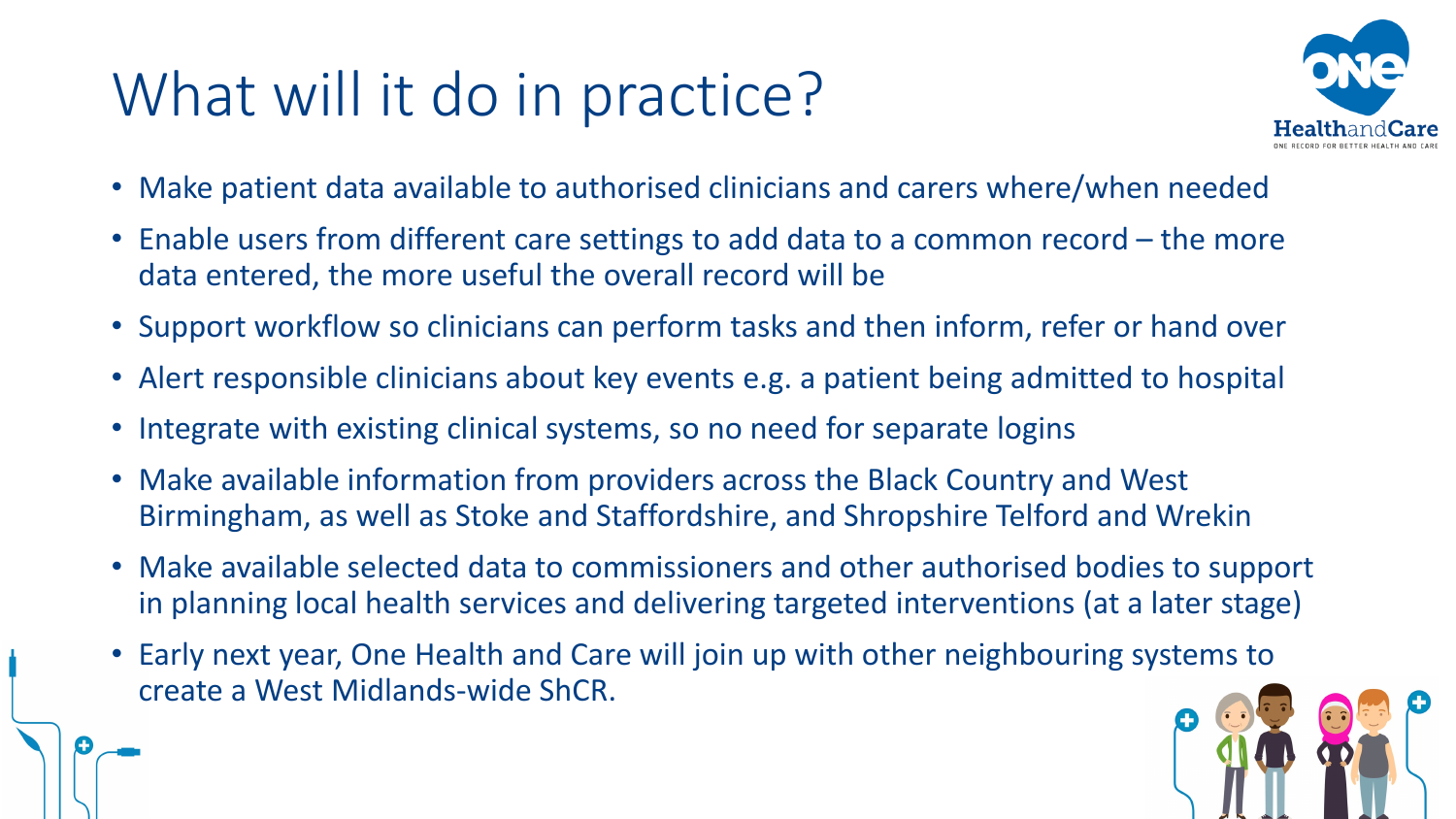# What will it do in practice?

- Make patient data available to authorised clinicians and carers where/when needed
- Enable users from different care settings to add data to a common record – the more data entered, the more useful the overall record will be
- Support workflow so clinicians can perform tasks and then inform, refer or hand over
- Alert responsible clinicians about key events e.g. a patient being admitted to hospital
- Integrate with existing clinical systems, so no need for separate logins
- Make available information from providers across the Black Country and West Birmingham, as well as Stoke and Staffordshire, and Shropshire Telford and Wrekin
- Make available selected data to commissioners and other authorised bodies to support in planning local health services and delivering targeted interventions (at a later stage)
- Early next year, One Health and Care will join up with other neighbouring systems to create a West Midlands-wide ShCR.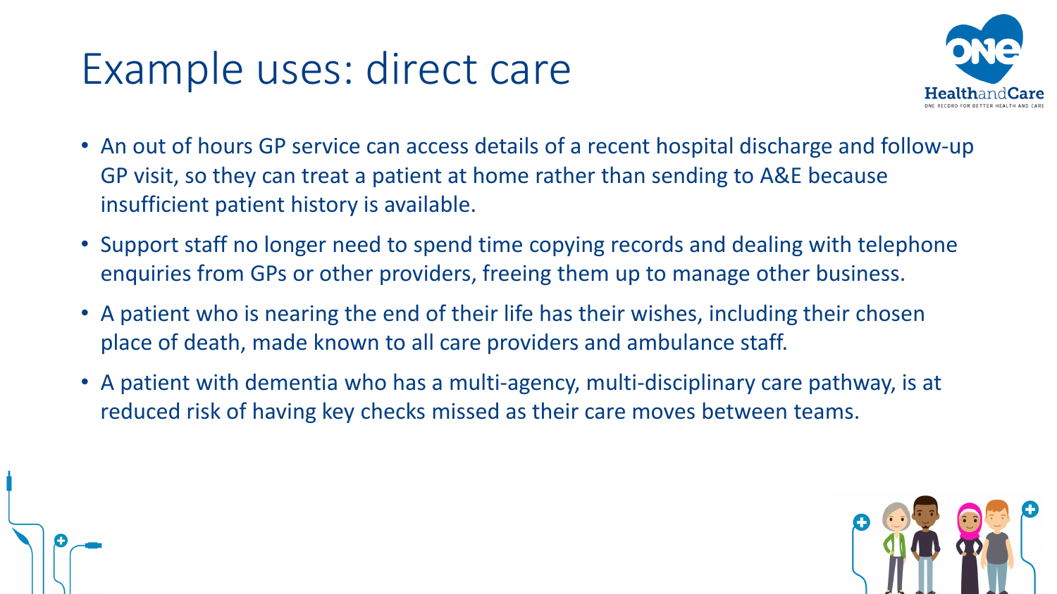# Example uses: direct care

- An out of hours GP service can access details of a recent hospital discharge and follow-up GP visit, so they can treat a patient at home rather than sending to A&E because insufficient patient history is available.
- Support staff no longer need to spend time copying records and dealing with telephone enquiries from GPs or other providers, freeing them up to manage other business.
- A patient who is nearing the end of their life has their wishes, including their chosen place of death, made known to all care providers and ambulance staff.
- A patient with dementia who has a multi-agency, multi-disciplinary care pathway, is at reduced risk of having key checks missed as their care moves between teams.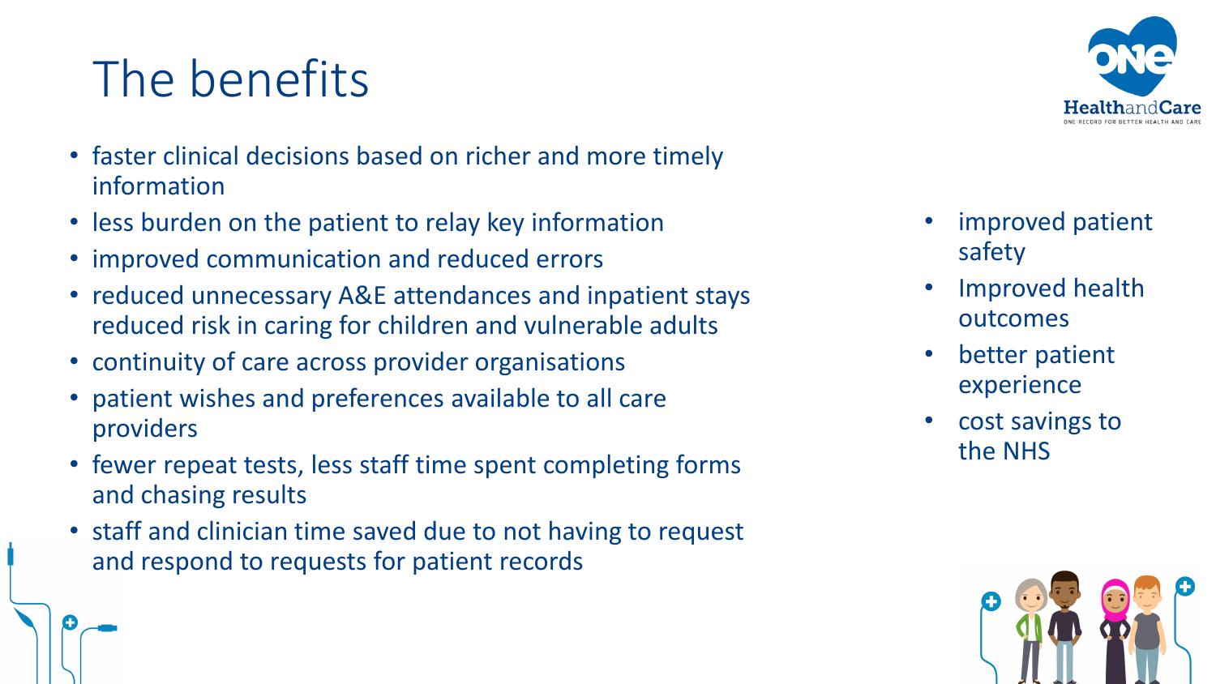# The benefits

- faster clinical decisions based on richer and more timely information
- less burden on the patient to relay key information
- improved communication and reduced errors
- reduced unnecessary A&E attendances and inpatient stays reduced risk in caring for children and vulnerable adults
- continuity of care across provider organisations
- patient wishes and preferences available to all care providers
- fewer repeat tests, less staff time spent completing forms and chasing results
- staff and clinician time saved due to not having to request and respond to requests for patient records

- improved patient safety
- Improved health outcomes
- better patient experience
- cost savings to the NHS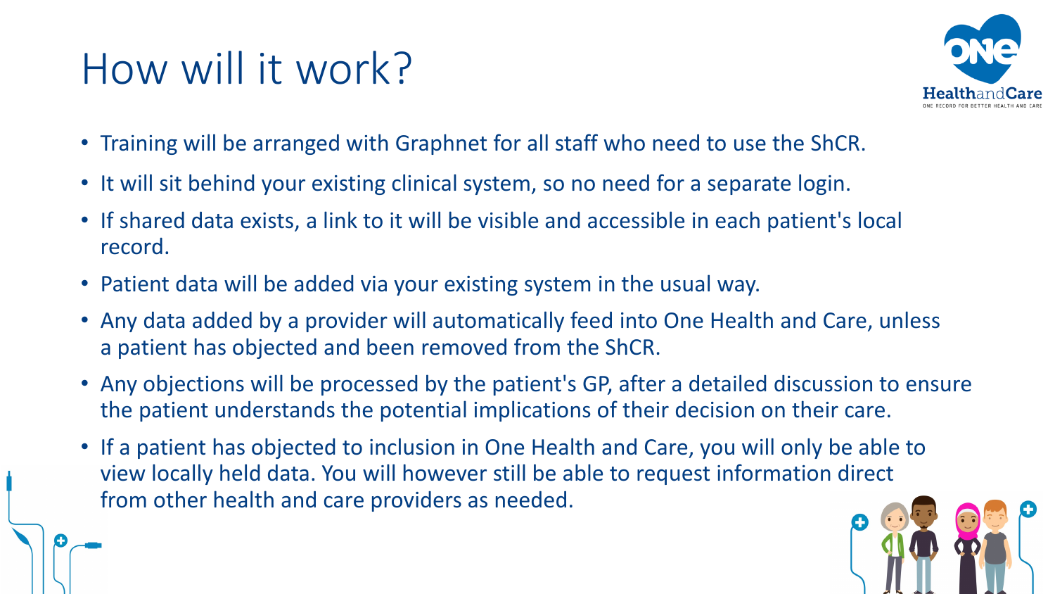# How will it work?

- Training will be arranged with Graphnet for all staff who need to use the ShCR.
- It will sit behind your existing clinical system, so no need for a separate login.
- If shared data exists, a link to it will be visible and accessible in each patient's local record.
- Patient data will be added via your existing system in the usual way.
- Any data added by a provider will automatically feed into One Health and Care, unless a patient has objected and been removed from the ShCR.
- Any objections will be processed by the patient's GP, after a detailed discussion to ensure the patient understands the potential implications of their decision on their care.
- If a patient has objected to inclusion in One Health and Care, you will only be able to view locally held data. You will however still be able to request information direct from other health and care providers as needed.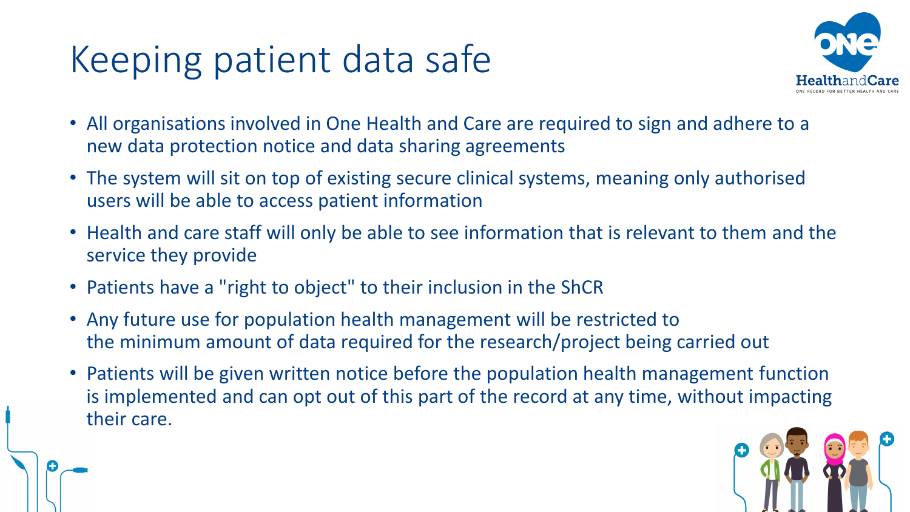# Keeping patient data safe

- All organisations involved in One Health and Care are required to sign and adhere to a new data protection notice and data sharing agreements
- The system will sit on top of existing secure clinical systems, meaning only authorised users will be able to access patient information
- Health and care staff will only be able to see information that is relevant to them and the service they provide
- Patients have a "right to object" to their inclusion in the ShCR
- Any future use for population health management will be restricted to the minimum amount of data required for the research/project being carried out
- Patients will be given written notice before the population health management function is implemented and can opt out of this part of the record at any time, without impacting their care.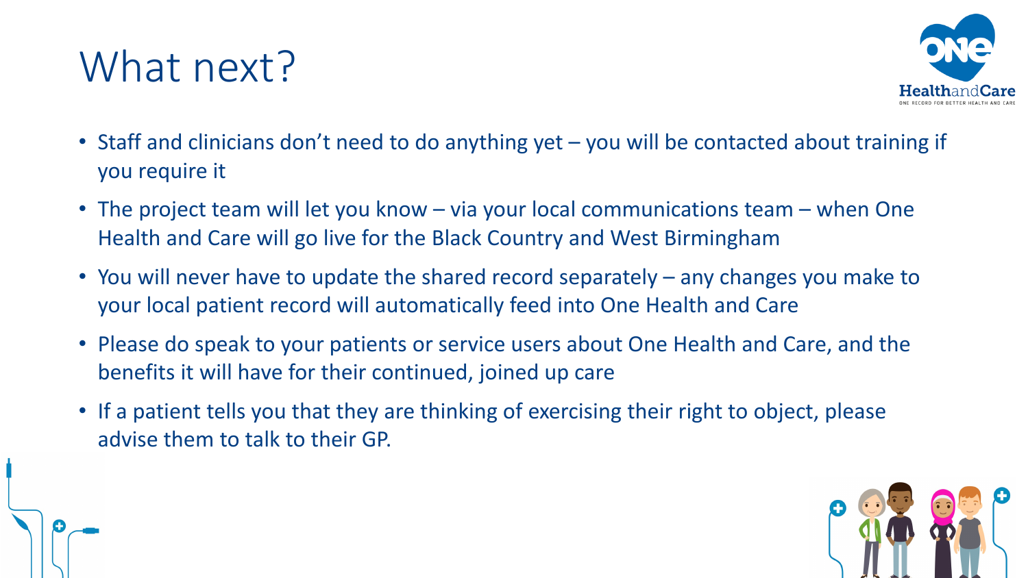# What next?

- Staff and clinicians don't need to do anything yet – you will be contacted about training if you require it
- The project team will let you know – via your local communications team – when One Health and Care will go live for the Black Country and West Birmingham
- You will never have to update the shared record separately – any changes you make to your local patient record will automatically feed into One Health and Care
- Please do speak to your patients or service users about One Health and Care, and the benefits it will have for their continued, joined up care
- If a patient tells you that they are thinking of exercising their right to object, please advise them to talk to their GP.